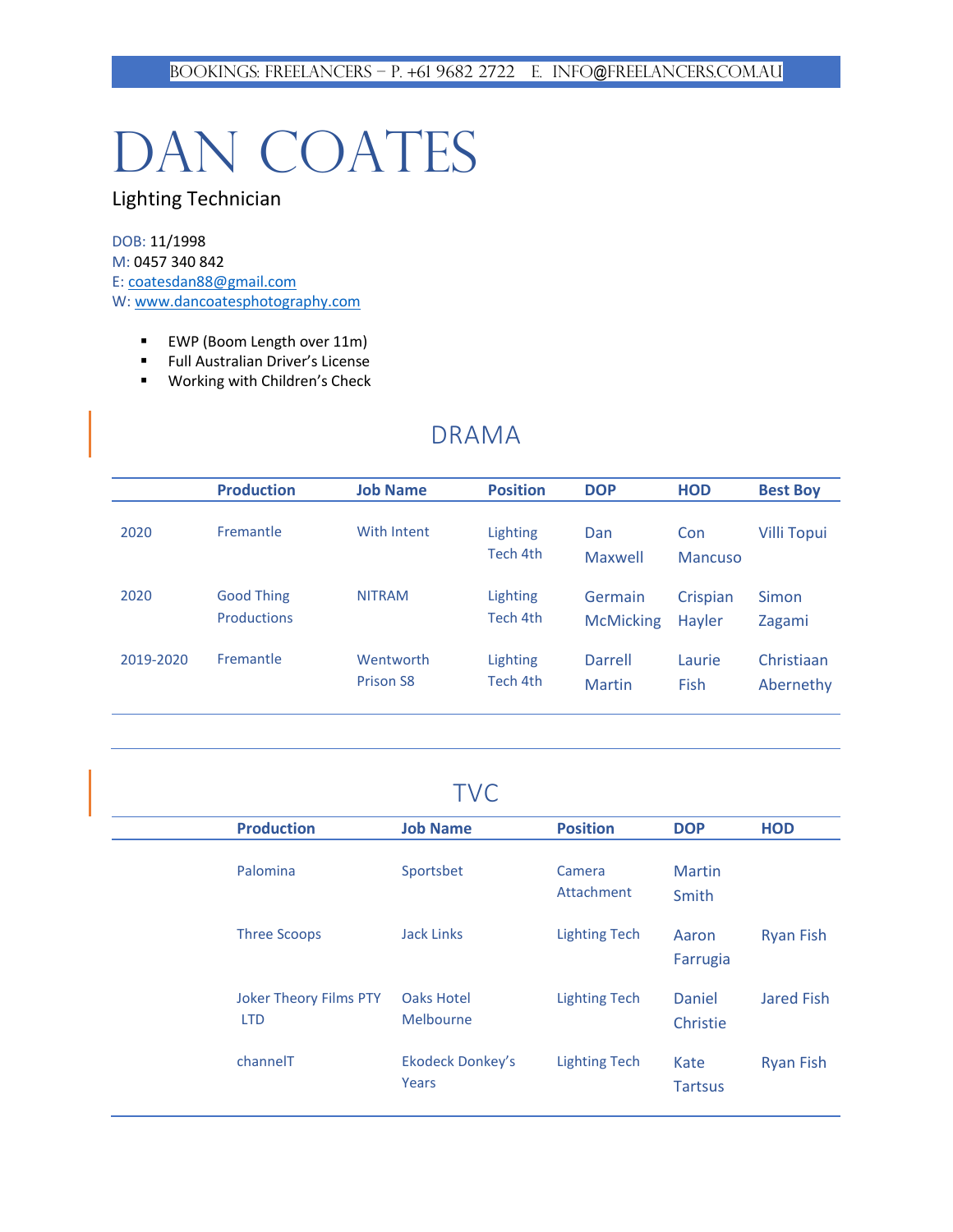BOOKINGS: FREELANCERS – P. +61 9682 2722 E. INFO@FREELANCERS.COM.AU

# DAN COATES

Lighting Technician

DOB: 11/1998
M: 0457 340 842
E: coatesdan88@gmail.com
W: www.dancoatesphotography.com

- EWP (Boom Length over 11m)
- Full Australian Driver's License
- Working with Children's Check

## DRAMA

| | Production | Job Name | Position | DOP | HOD | Best Boy |
|---|---|---|---|---|---|---|
| 2020 | Fremantle | With Intent | Lighting Tech 4th | Dan Maxwell | Con Mancuso | Villi Topui |
| 2020 | Good Thing Productions | NITRAM | Lighting Tech 4th | Germain McMicking | Crispian Hayler | Simon Zagami |
| 2019-2020 | Fremantle | Wentworth Prison S8 | Lighting Tech 4th | Darrell Martin | Laurie Fish | Christiaan Abernethy |

## TVC

| Production | Job Name | Position | DOP | HOD |
|---|---|---|---|---|
| Palomina | Sportsbet | Camera Attachment | Martin Smith | |
| Three Scoops | Jack Links | Lighting Tech | Aaron Farrugia | Ryan Fish |
| Joker Theory Films PTY LTD | Oaks Hotel Melbourne | Lighting Tech | Daniel Christie | Jared Fish |
| channelT | Ekodeck Donkey's Years | Lighting Tech | Kate Tartsus | Ryan Fish |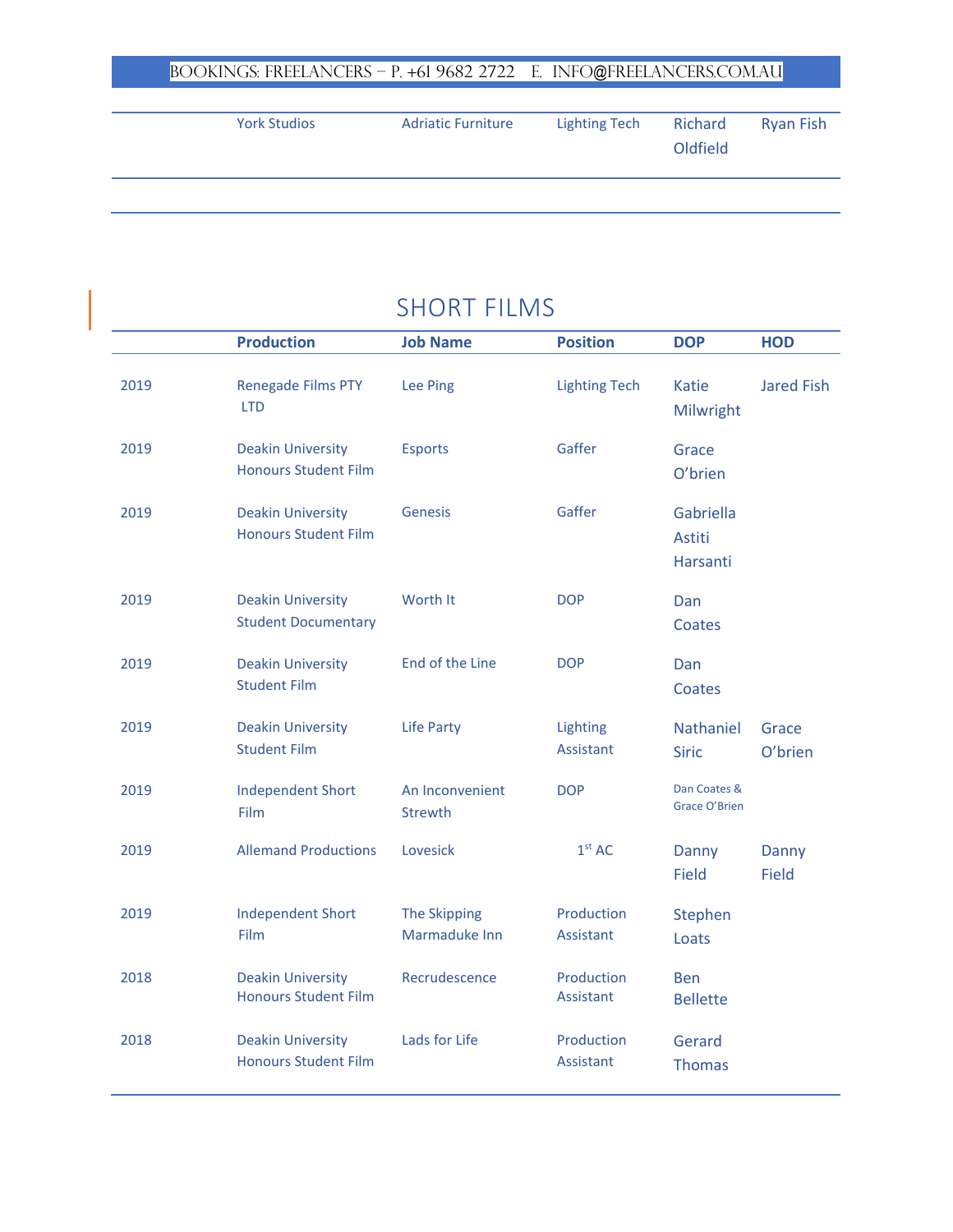| | | | | | |
|---|---|---|---|---|---|
| | York Studios | Adriatic Furniture | Lighting Tech | Richard Oldfield | Ryan Fish |

## SHORT FILMS

| | Production | Job Name | Position | DOP | HOD |
|---|---|---|---|---|---|
| 2019 | Renegade Films PTY LTD | Lee Ping | Lighting Tech | Katie Milwright | Jared Fish |
| 2019 | Deakin University Honours Student Film | Esports | Gaffer | Grace O'brien | |
| 2019 | Deakin University Honours Student Film | Genesis | Gaffer | Gabriella Astiti Harsanti | |
| 2019 | Deakin University Student Documentary | Worth It | DOP | Dan Coates | |
| 2019 | Deakin University Student Film | End of the Line | DOP | Dan Coates | |
| 2019 | Deakin University Student Film | Life Party | Lighting Assistant | Nathaniel Siric | Grace O'brien |
| 2019 | Independent Short Film | An Inconvenient Strewth | DOP | Dan Coates & Grace O'Brien | |
| 2019 | Allemand Productions | Lovesick | 1st AC | Danny Field | Danny Field |
| 2019 | Independent Short Film | The Skipping Marmaduke Inn | Production Assistant | Stephen Loats | |
| 2018 | Deakin University Honours Student Film | Recrudescence | Production Assistant | Ben Bellette | |
| 2018 | Deakin University Honours Student Film | Lads for Life | Production Assistant | Gerard Thomas | |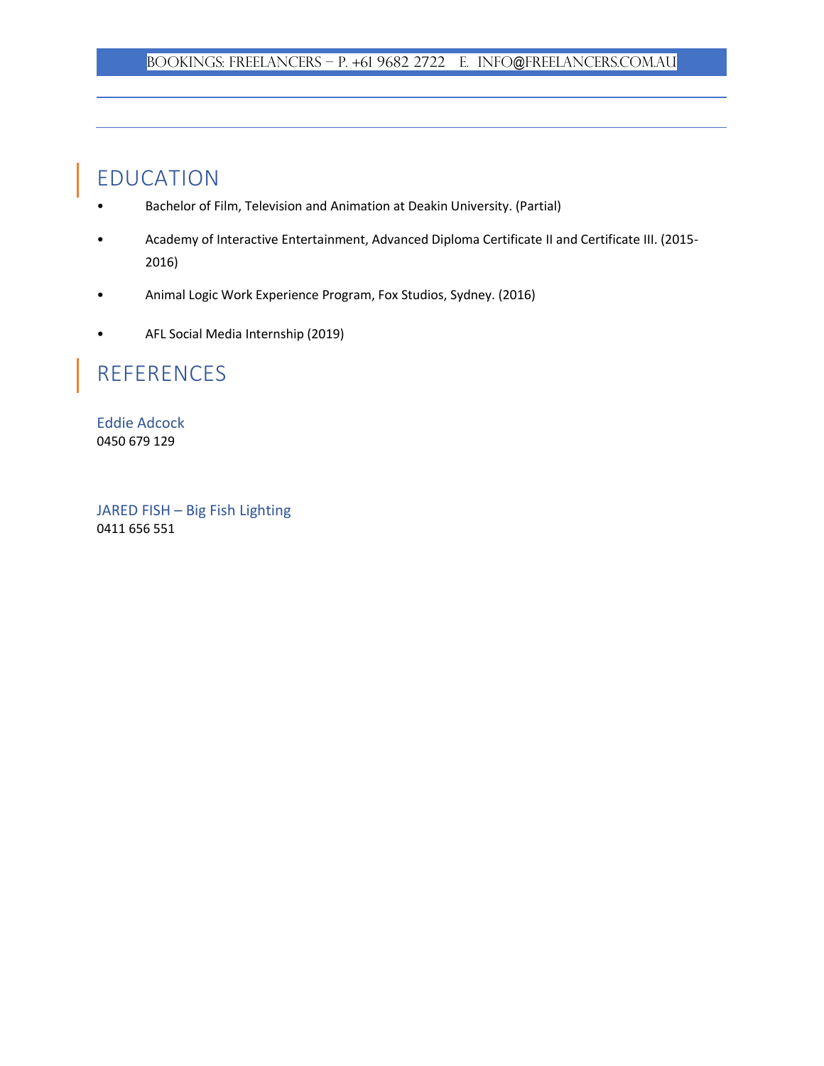## EDUCATION

- Bachelor of Film, Television and Animation at Deakin University. (Partial)
- Academy of Interactive Entertainment, Advanced Diploma Certificate II and Certificate III. (2015-2016)
- Animal Logic Work Experience Program, Fox Studios, Sydney. (2016)
- AFL Social Media Internship (2019)

## REFERENCES

### Eddie Adcock
0450 679 129

### JARED FISH – Big Fish Lighting
0411 656 551